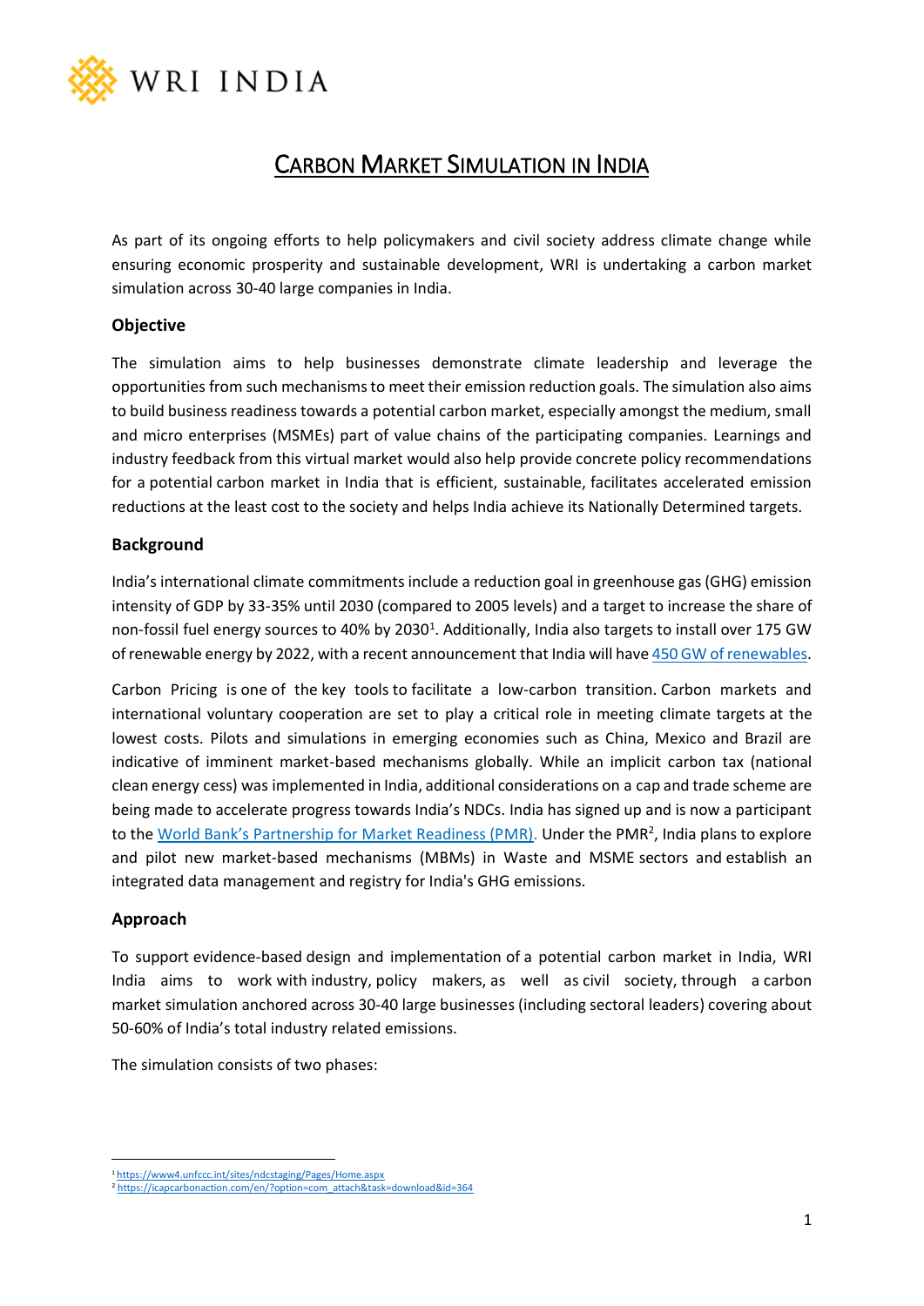# Carbon Market Simulation in India

As part of its ongoing efforts to help policymakers and civil society address climate change while ensuring economic prosperity and sustainable development, WRI is undertaking a carbon market simulation across 30-40 large companies in India.

## Objective

The simulation aims to help businesses demonstrate climate leadership and leverage the opportunities from such mechanisms to meet their emission reduction goals. The simulation also aims to build business readiness towards a potential carbon market, especially amongst the medium, small and micro enterprises (MSMEs) part of value chains of the participating companies. Learnings and industry feedback from this virtual market would also help provide concrete policy recommendations for a potential carbon market in India that is efficient, sustainable, facilitates accelerated emission reductions at the least cost to the society and helps India achieve its Nationally Determined targets.

## Background

India's international climate commitments include a reduction goal in greenhouse gas (GHG) emission intensity of GDP by 33-35% until 2030 (compared to 2005 levels) and a target to increase the share of non-fossil fuel energy sources to 40% by 2030[1]. Additionally, India also targets to install over 175 GW of renewable energy by 2022, with a recent announcement that India will have [450 GW of renewables](#).

Carbon Pricing is one of the key tools to facilitate a low-carbon transition. Carbon markets and international voluntary cooperation are set to play a critical role in meeting climate targets at the lowest costs. Pilots and simulations in emerging economies such as China, Mexico and Brazil are indicative of imminent market-based mechanisms globally. While an implicit carbon tax (national clean energy cess) was implemented in India, additional considerations on a cap and trade scheme are being made to accelerate progress towards India's NDCs. India has signed up and is now a participant to the [World Bank's Partnership for Market Readiness (PMR)](#). Under the PMR[2], India plans to explore and pilot new market-based mechanisms (MBMs) in Waste and MSME sectors and establish an integrated data management and registry for India's GHG emissions.

## Approach

To support evidence-based design and implementation of a potential carbon market in India, WRI India aims to work with industry, policy makers, as well as civil society, through a carbon market simulation anchored across 30-40 large businesses (including sectoral leaders) covering about 50-60% of India's total industry related emissions.

The simulation consists of two phases:

---

[1] https://www4.unfccc.int/sites/ndcstaging/Pages/Home.aspx

[2] https://icapcarbonaction.com/en/?option=com_attach&task=download&id=364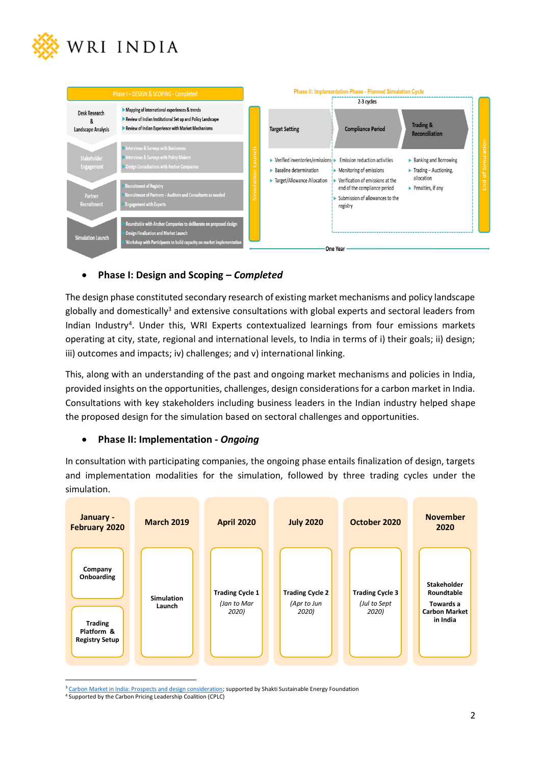| Phase I – DESIGN & SCOPING - Completed | |
|---|---|
| Desk Research & Landscape Analysis | Mapping of international experiences & trends; Review of Indian Institutional Set up and Policy Landscape; Review of Indian Experience with Market Mechanisms |
| Stakeholder Engagement | Interviews & Surveys with Businesses; Interviews & Surveys with Policy Makers; Design Consultations with Anchor Companies |
| Partner Recruitment | Recruitment of Registry; Recruitment of Partners – Auditors and Consultants as needed; Engagement with Experts |
| Simulation Launch | Roundtable with Anchor Companies to deliberate on proposed design; Design Finalization and Market Launch; Workshop with Participants to build capacity on market implementation |

Phase II: Implementation Phase - Planned Simulation Cycle (Simulation Launch → End of Simulation; One Year; 2-3 cycles)

| Target Setting | Compliance Period | Trading & Reconciliation |
|---|---|---|
| Verified inventories/emissions; Baseline determination; Target/Allowance Allocation | Emission reduction activities; Monitoring of emissions; Verification of emissions at the end of the compliance period; Submission of allowances to the registry | Banking and Borrowing; Trading – Auctioning, allocation; Penalties, if any |

- **Phase I: Design and Scoping – *Completed***

The design phase constituted secondary research of existing market mechanisms and policy landscape globally and domestically[3] and extensive consultations with global experts and sectoral leaders from Indian Industry[4]. Under this, WRI Experts contextualized learnings from four emissions markets operating at city, state, regional and international levels, to India in terms of i) their goals; ii) design; iii) outcomes and impacts; iv) challenges; and v) international linking.

This, along with an understanding of the past and ongoing market mechanisms and policies in India, provided insights on the opportunities, challenges, design considerations for a carbon market in India. Consultations with key stakeholders including business leaders in the Indian industry helped shape the proposed design for the simulation based on sectoral challenges and opportunities.

- **Phase II: Implementation - *Ongoing***

In consultation with participating companies, the ongoing phase entails finalization of design, targets and implementation modalities for the simulation, followed by three trading cycles under the simulation.

| January - February 2020 | March 2019 | April 2020 | July 2020 | October 2020 | November 2020 |
|---|---|---|---|---|---|
| Company Onboarding; Trading Platform & Registry Setup | Simulation Launch | Trading Cycle 1 *(Jan to Mar 2020)* | Trading Cycle 2 *(Apr to Jun 2020)* | Trading Cycle 3 *(Jul to Sept 2020)* | Stakeholder Roundtable Towards a Carbon Market in India |

[3] Carbon Market in India: Prospects and design consideration; supported by Shakti Sustainable Energy Foundation
[4] Supported by the Carbon Pricing Leadership Coalition (CPLC)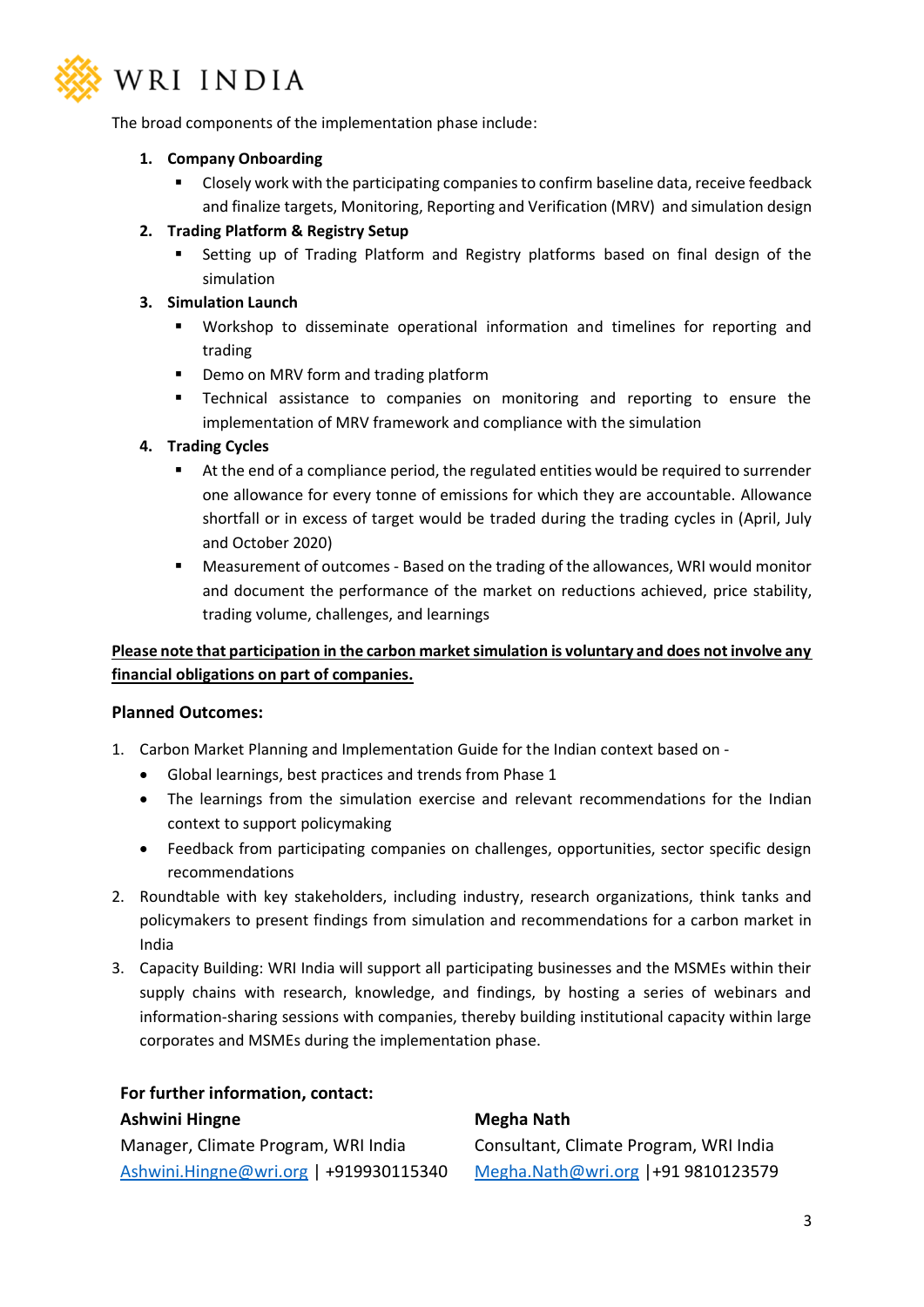The broad components of the implementation phase include:

1. **Company Onboarding**
   - Closely work with the participating companies to confirm baseline data, receive feedback and finalize targets, Monitoring, Reporting and Verification (MRV) and simulation design
2. **Trading Platform & Registry Setup**
   - Setting up of Trading Platform and Registry platforms based on final design of the simulation
3. **Simulation Launch**
   - Workshop to disseminate operational information and timelines for reporting and trading
   - Demo on MRV form and trading platform
   - Technical assistance to companies on monitoring and reporting to ensure the implementation of MRV framework and compliance with the simulation
4. **Trading Cycles**
   - At the end of a compliance period, the regulated entities would be required to surrender one allowance for every tonne of emissions for which they are accountable. Allowance shortfall or in excess of target would be traded during the trading cycles in (April, July and October 2020)
   - Measurement of outcomes - Based on the trading of the allowances, WRI would monitor and document the performance of the market on reductions achieved, price stability, trading volume, challenges, and learnings

<u>**Please note that participation in the carbon market simulation is voluntary and does not involve any financial obligations on part of companies.**</u>

### Planned Outcomes:

1. Carbon Market Planning and Implementation Guide for the Indian context based on -
   - Global learnings, best practices and trends from Phase 1
   - The learnings from the simulation exercise and relevant recommendations for the Indian context to support policymaking
   - Feedback from participating companies on challenges, opportunities, sector specific design recommendations
2. Roundtable with key stakeholders, including industry, research organizations, think tanks and policymakers to present findings from simulation and recommendations for a carbon market in India
3. Capacity Building: WRI India will support all participating businesses and the MSMEs within their supply chains with research, knowledge, and findings, by hosting a series of webinars and information-sharing sessions with companies, thereby building institutional capacity within large corporates and MSMEs during the implementation phase.

**For further information, contact:**

**Ashwini Hingne**
Manager, Climate Program, WRI India
Ashwini.Hingne@wri.org | +919930115340

**Megha Nath**
Consultant, Climate Program, WRI India
Megha.Nath@wri.org |+91 9810123579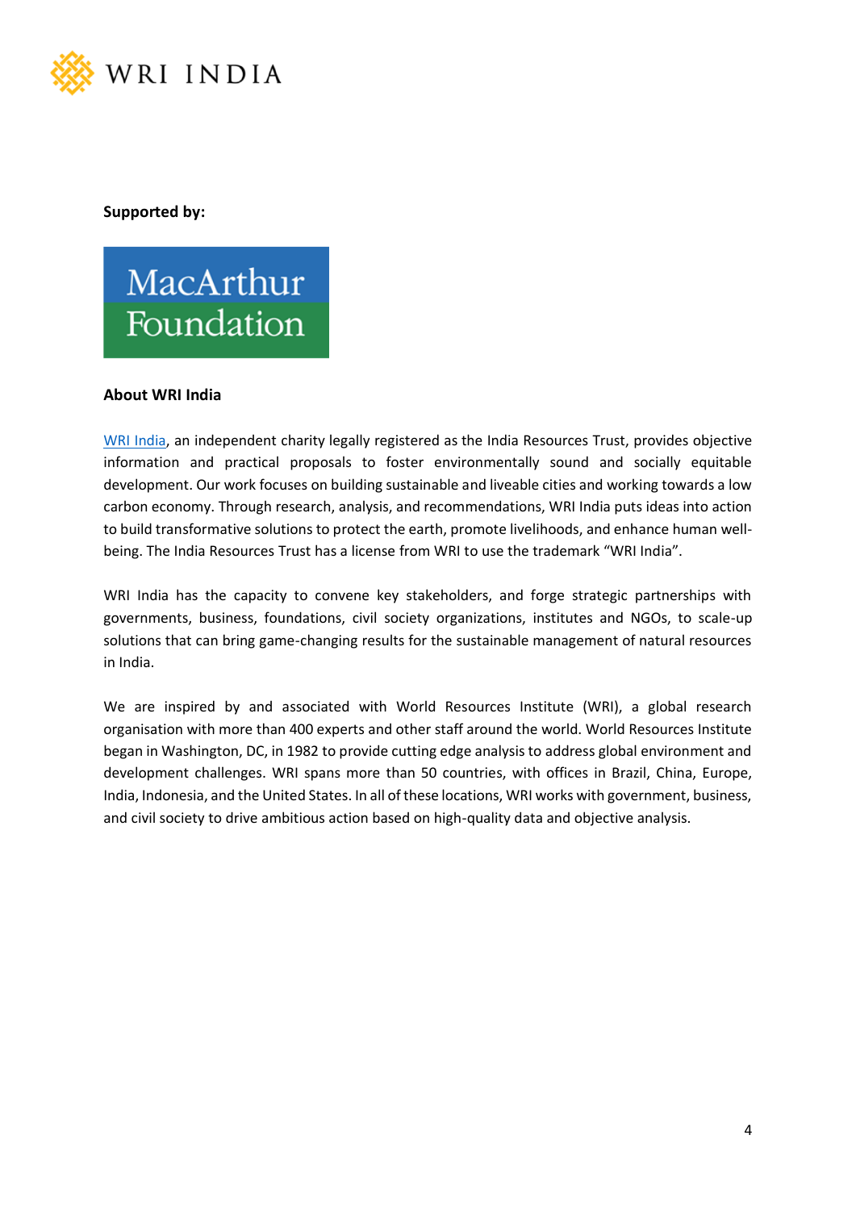**Supported by:**

**About WRI India**

WRI India, an independent charity legally registered as the India Resources Trust, provides objective information and practical proposals to foster environmentally sound and socially equitable development. Our work focuses on building sustainable and liveable cities and working towards a low carbon economy. Through research, analysis, and recommendations, WRI India puts ideas into action to build transformative solutions to protect the earth, promote livelihoods, and enhance human well-being. The India Resources Trust has a license from WRI to use the trademark "WRI India".

WRI India has the capacity to convene key stakeholders, and forge strategic partnerships with governments, business, foundations, civil society organizations, institutes and NGOs, to scale-up solutions that can bring game-changing results for the sustainable management of natural resources in India.

We are inspired by and associated with World Resources Institute (WRI), a global research organisation with more than 400 experts and other staff around the world. World Resources Institute began in Washington, DC, in 1982 to provide cutting edge analysis to address global environment and development challenges. WRI spans more than 50 countries, with offices in Brazil, China, Europe, India, Indonesia, and the United States. In all of these locations, WRI works with government, business, and civil society to drive ambitious action based on high-quality data and objective analysis.